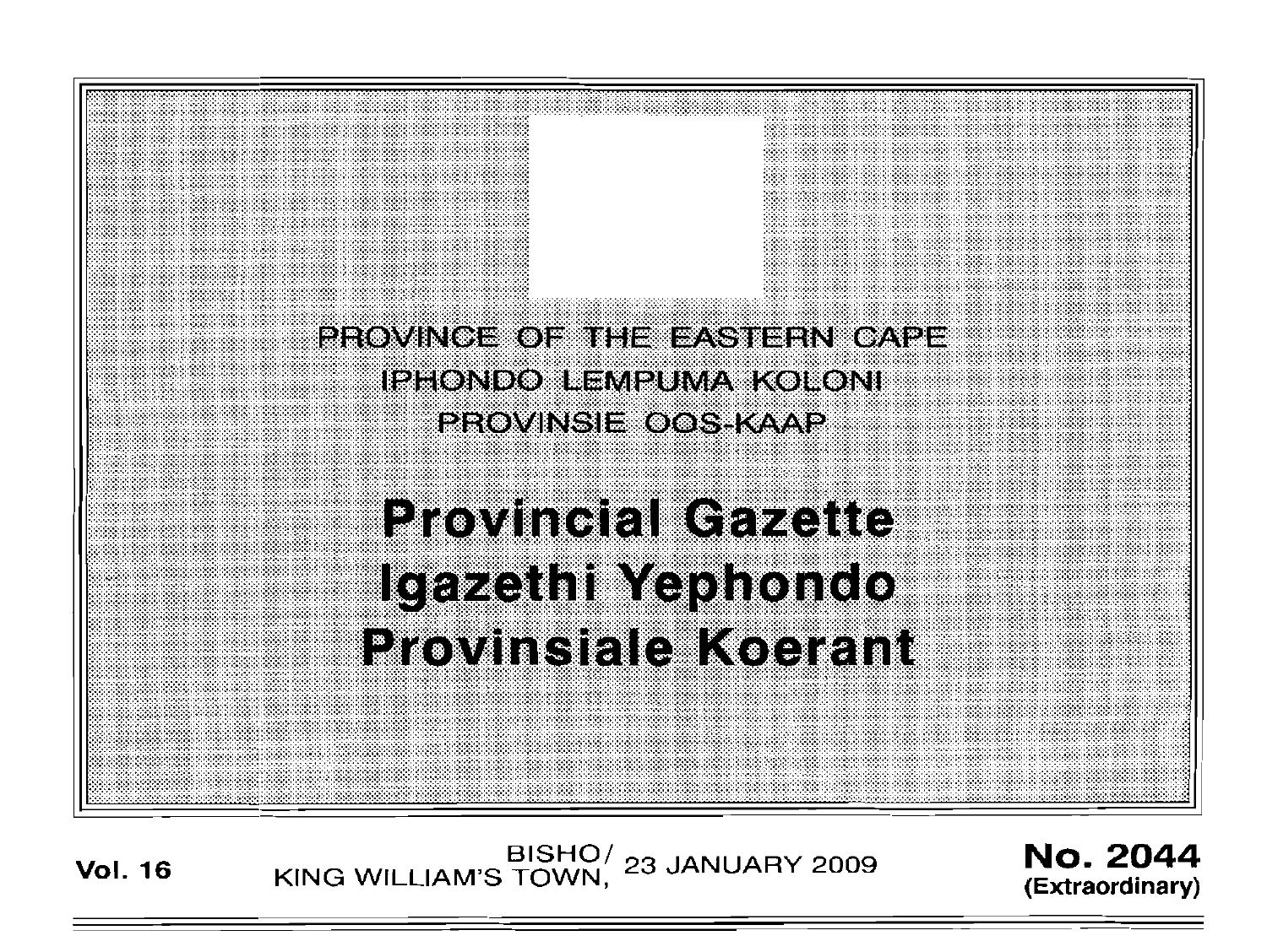PROVINCE OF THE EASTERN CAPE

IPHONDO LEMPUMA KOLONI

PROVINSIE OOS-KAAP

# Provincial Gazette
# Igazethi Yephondo
# Provinsiale Koerant

**Vol. 16** BISHO/ KING WILLIAM'S TOWN, 23 JANUARY 2009 **No. 2044 (Extraordinary)**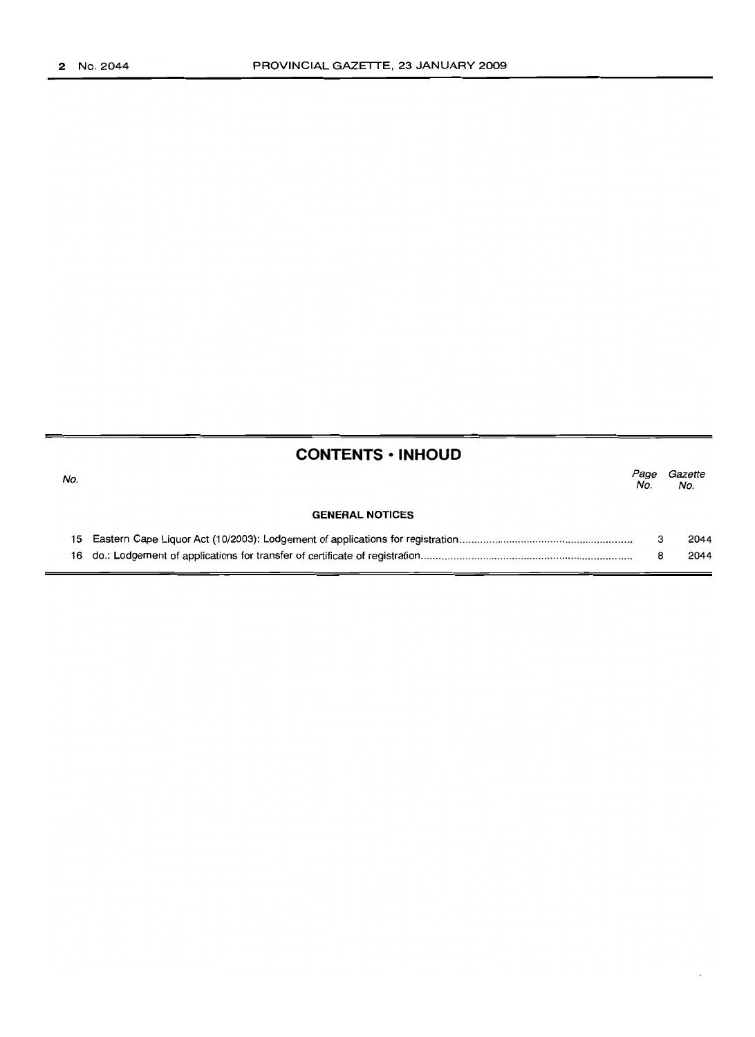## CONTENTS • INHOUD

| No. | | Page No. | Gazette No. |
|---|---|---|---|
| | **GENERAL NOTICES** | | |
| 15 | Eastern Cape Liquor Act (10/2003): Lodgement of applications for registration | 3 | 2044 |
| 16 | do.: Lodgement of applications for transfer of certificate of registration | 8 | 2044 |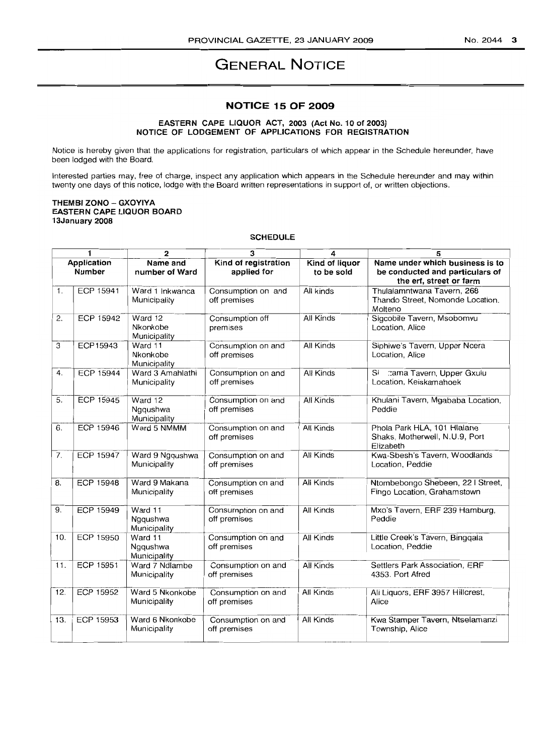# GENERAL NOTICE

## NOTICE 15 OF 2009

### EASTERN CAPE LIQUOR ACT, 2003 (Act No. 10 of 2003) NOTICE OF LODGEMENT OF APPLICATIONS FOR REGISTRATION

Notice is hereby given that the applications for registration, particulars of which appear in the Schedule hereunder, have been lodged with the Board.

Interested parties may, free of charge, inspect any application which appears in the Schedule hereunder and may within twenty one days of this notice, lodge with the Board written representations in support of, or written objections.

**THEMBI ZONO – GXOYIYA**
**EASTERN CAPE LIQUOR BOARD**
**13January 2008**

**SCHEDULE**

| 1 | | 2 | 3 | 4 | 5 |
|---|---|---|---|---|---|
| **Application Number** | | **Name and number of Ward** | **Kind of registration applied for** | **Kind of liquor to be sold** | **Name under which business is to be conducted and particulars of the erf, street or farm** |
| 1. | ECP 15941 | Ward 1 Inkwanca Municipality | Consumption on and off premises | All kinds | Thulalamntwana Tavern, 268 Thando Street, Nomonde Location. Molteno |
| 2. | ECP 15942 | Ward 12 Nkonkobe Municipality | Consumption off premises | All Kinds | Sigcobile Tavern, Msobomvu Location, Alice |
| 3 | ECP15943 | Ward 11 Nkonkobe Municipality | Consumption on and off premises | All Kinds | Siphiwe's Tavern, Upper Ncera Location, Alice |
| 4. | ECP 15944 | Ward 3 Amahlathi Municipality | Consumption on and off premises | All Kinds | Si :zama Tavern, Upper Gxulu Location, Keiskamahoek |
| 5. | ECP 15945 | Ward 12 Ngqushwa Municipality | Consumption on and off premises | All Kinds | Khulani Tavern, Mgababa Location, Peddie |
| 6. | ECP 15946 | Ward 5 NMMM | Consumption on and off premises | All Kinds | Phola Park HLA, 101 Hlalane Shaks, Motherwell, N.U.9, Port Elizabeth |
| 7. | ECP 15947 | Ward 9 Ngqushwa Municipality | Consumption on and off premises | All Kinds | Kwa-Sbesh's Tavern, Woodlands Location, Peddie |
| 8. | ECP 15948 | Ward 9 Makana Municipality | Consumption on and off premises | All Kinds | Ntombebongo Shebeen, 22 I Street, Fingo Location, Grahamstown |
| 9. | ECP 15949 | Ward 11 Ngqushwa Municipality | Consumption on and off premises | All Kinds | Mxo's Tavern, ERF 239 Hamburg, Peddie |
| 10. | ECP 15950 | Ward 11 Ngqushwa Municipality | Consumption on and off premises | All Kinds | Little Creek's Tavern, Bingqala Location, Peddie |
| 11. | ECP 15951 | Ward 7 Ndlambe Municipality | Consumption on and off premises | All Kinds | Settlers Park Association, ERF 4353. Port Afred |
| 12. | ECP 15952 | Ward 5 Nkonkobe Municipality | Consumption on and off premises | All Kinds | Ali Liquors, ERF 3957 Hillcrest, Alice |
| 13. | ECP 15953 | Ward 6 Nkonkobe Municipality | Consumption on and off premises | All Kinds | Kwa Stamper Tavern, Ntselamanzi Township, Alice |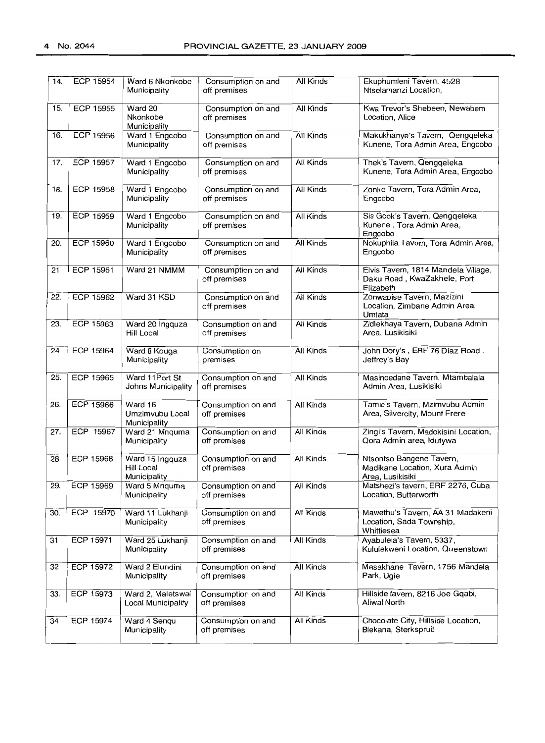| 14. | ECP 15954 | Ward 6 Nkonkobe Municipality | Consumption on and off premises | All Kinds | Ekuphumleni Tavern, 4528 Ntselamanzi Location, |
|---|---|---|---|---|---|
| 15. | ECP 15955 | Ward 20 Nkonkobe Municipality | Consumption on and off premises | All Kinds | Kwa Trevor's Shebeen, Newabem Location, Alice |
| 16. | ECP 15956 | Ward 1 Engcobo Municipality | Consumption on and off premises | All Kinds | Makukhanye's Tavern, Qengqeleka Kunene, Tora Admin Area, Engcobo |
| 17. | ECP 15957 | Ward 1 Engcobo Municipality | Consumption on and off premises | All Kinds | Thek's Tavern, Qengqeleka Kunene, Tora Admin Area, Engcobo |
| 18. | ECP 15958 | Ward 1 Engcobo Municipality | Consumption on and off premises | All Kinds | Zonke Tavern, Tora Admin Area, Engcobo |
| 19. | ECP 15959 | Ward 1 Engcobo Municipality | Consumption on and off premises | All Kinds | Sis Gcok's Tavern, Qengqeleka Kunene , Tora Admin Area, Engcobo |
| 20. | ECP 15960 | Ward 1 Engcobo Municipality | Consumption on and off premises | All Kinds | Nokuphila Tavern, Tora Admin Area, Engcobo |
| 21 | ECP 15961 | Ward 21 NMMM | Consumption on and off premises | All Kinds | Elvis Tavern, 1814 Mandela Village, Daku Road , KwaZakhele, Port Elizabeth |
| 22. | ECP 15962 | Ward 31 KSD | Consumption on and off premises | All Kinds | Zonwabise Tavern, Mazizini Location, Zimbane Admin Area, Umtata |
| 23. | ECP 15963 | Ward 20 Ingquza Hill Local | Consumption on and off premises | All Kinds | Zidlekhaya Tavern, Dubana Admin Area, Lusikisiki |
| 24 | ECP 15964 | Ward 8 Kouga Municipality | Consumption on premises | All Kinds | John Dory's , ERF 76 Diaz Road , Jeffrey's Bay |
| 25. | ECP 15965 | Ward 11 Port St Johns Municipality | Consumption on and off premises | All Kinds | Masincedane Tavern, Mtambalala Admin Area, Lusikisiki |
| 26. | ECP 15966 | Ward 16 Umzimvubu Local Municipality | Consumption on and off premises | All Kinds | Tamie's Tavern, Mzimvubu Admin Area, Silvercity, Mount Frere |
| 27. | ECP 15967 | Ward 21 Mnquma Municipality | Consumption on and off premises | All Kinds | Zingi's Tavern, Madokisini Location, Qora Admin area, Idutywa |
| 28 | ECP 15968 | Ward 15 Ingquza Hill Local Municipality | Consumption on and off premises | All Kinds | Ntsontso Bangene Tavern, Madikane Location, Xura Admin Area, Lusikisiki |
| 29. | ECP 15969 | Ward 5 Mnquma Municipality | Consumption on and off premises | All Kinds | Matshezi's tavern, ERF 2276, Cuba Location, Butterworth |
| 30. | ECP 15970 | Ward 11 Lukhanji Municipality | Consumption on and off premises | All Kinds | Mawethu's Tavern, AA 31 Madakeni Location, Sada Township, Whittlesea |
| 31 | ECP 15971 | Ward 25 Lukhanji Municipality | Consumption on and off premises | All Kinds | Ayabulela's Tavern, 5337, Kululekweni Location, Queenstown |
| 32 | ECP 15972 | Ward 2 Elundini Municipality | Consumption on and off premises | All Kinds | Masakhane Tavern, 1756 Mandela Park, Ugie |
| 33. | ECP 15973 | Ward 2, Maletswai Local Municipality | Consumption on and off premises | All Kinds | Hillside tavern, 8216 Joe Gqabi, Aliwal North |
| 34 | ECP 15974 | Ward 4 Senqu Municipality | Consumption on and off premises | All Kinds | Chocolate City, Hillside Location, Blekana, Sterkspruit |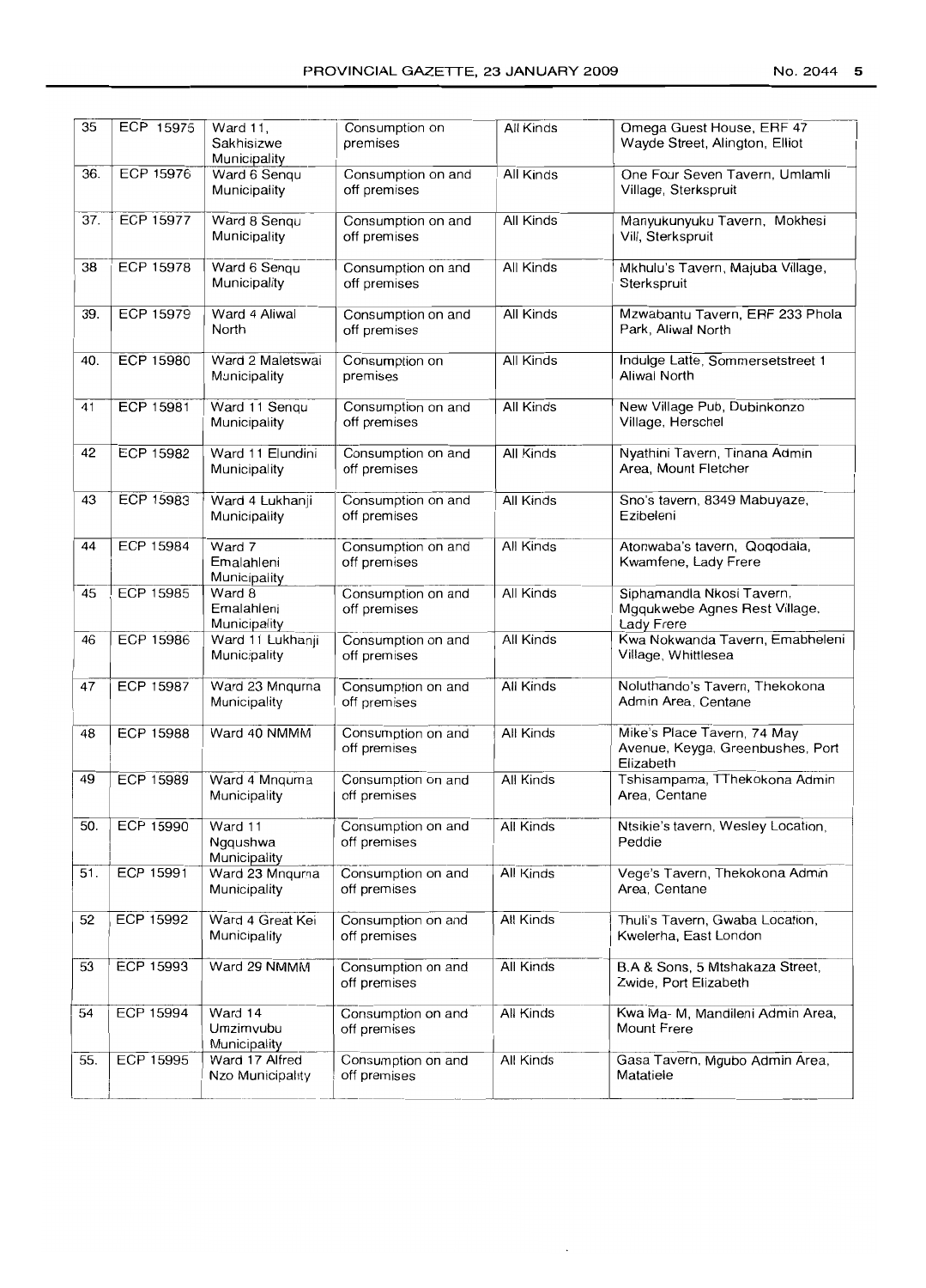| 35 | ECP 15975 | Ward 11, Sakhisizwe Municipality | Consumption on premises | All Kinds | Omega Guest House, ERF 47 Wayde Street, Alington, Elliot |
|---|---|---|---|---|---|
| 36. | ECP 15976 | Ward 6 Senqu Municipality | Consumption on and off premises | All Kinds | One Four Seven Tavern, Umlamli Village, Sterkspruit |
| 37. | ECP 15977 | Ward 8 Senqu Municipality | Consumption on and off premises | All Kinds | Manyukunyuku Tavern, Mokhesi Vil/, Sterkspruit |
| 38 | ECP 15978 | Ward 6 Senqu Municipality | Consumption on and off premises | All Kinds | Mkhulu's Tavern, Majuba Village, Sterkspruit |
| 39. | ECP 15979 | Ward 4 Aliwal North | Consumption on and off premises | All Kinds | Mzwabantu Tavern, ERF 233 Phola Park, Aliwal North |
| 40. | ECP 15980 | Ward 2 Maletswai Municipality | Consumption on premises | All Kinds | Indulge Latte, Sommersetstreet 1 Aliwal North |
| 41 | ECP 15981 | Ward 11 Senqu Municipality | Consumption on and off premises | All Kinds | New Village Pub, Dubinkonzo Village, Herschel |
| 42 | ECP 15982 | Ward 11 Elundini Municipality | Consumption on and off premises | All Kinds | Nyathini Tavern, Tinana Admin Area, Mount Fletcher |
| 43 | ECP 15983 | Ward 4 Lukhanji Municipality | Consumption on and off premises | All Kinds | Sno's tavern, 8349 Mabuyaze, Ezibeleni |
| 44 | ECP 15984 | Ward 7 Emalahleni Municipality | Consumption on and off premises | All Kinds | Atonwaba's tavern, Qoqodala, Kwamfene, Lady Frere |
| 45 | ECP 15985 | Ward 8 Emalahleni Municipality | Consumption on and off premises | All Kinds | Siphamandla Nkosi Tavern, Mgqukwebe Agnes Rest Village, Lady Frere |
| 46 | ECP 15986 | Ward 11 Lukhanji Municipality | Consumption on and off premises | All Kinds | Kwa Nokwanda Tavern, Emabheleni Village, Whittlesea |
| 47 | ECP 15987 | Ward 23 Mnquma Municipality | Consumption on and off premises | All Kinds | Noluthando's Tavern, Thekokona Admin Area, Centane |
| 48 | ECP 15988 | Ward 40 NMMM | Consumption on and off premises | All Kinds | Mike's Place Tavern, 74 May Avenue, Keyga, Greenbushes, Port Elizabeth |
| 49 | ECP 15989 | Ward 4 Mnquma Municipality | Consumption on and off premises | All Kinds | Tshisampama, TThekokona Admin Area, Centane |
| 50. | ECP 15990 | Ward 11 Ngqushwa Municipality | Consumption on and off premises | All Kinds | Ntsikie's tavern, Wesley Location, Peddie |
| 51. | ECP 15991 | Ward 23 Mnquma Municipality | Consumption on and off premises | All Kinds | Vege's Tavern, Thekokona Admin Area, Centane |
| 52 | ECP 15992 | Ward 4 Great Kei Municipality | Consumption on and off premises | All Kinds | Thuli's Tavern, Gwaba Location, Kwelerha, East London |
| 53 | ECP 15993 | Ward 29 NMMM | Consumption on and off premises | All Kinds | B.A & Sons, 5 Mtshakaza Street, Zwide, Port Elizabeth |
| 54 | ECP 15994 | Ward 14 Umzimvubu Municipality | Consumption on and off premises | All Kinds | Kwa Ma- M, Mandileni Admin Area, Mount Frere |
| 55. | ECP 15995 | Ward 17 Alfred Nzo Municipality | Consumption on and off premises | All Kinds | Gasa Tavern, Mgubo Admin Area, Matatiele |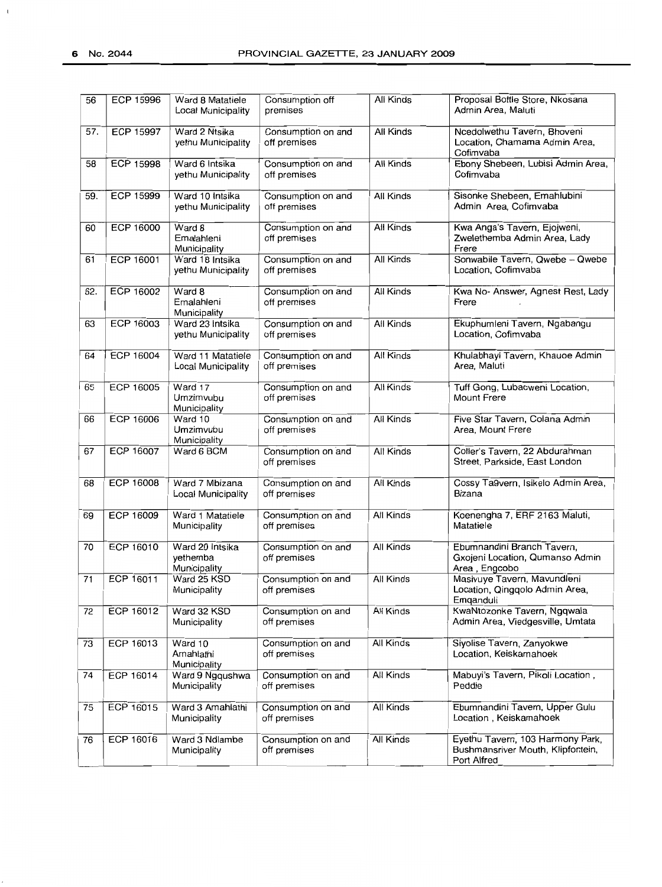| 56 | ECP 15996 | Ward 8 Matatiele Local Municipality | Consumption off premises | All Kinds | Proposal Bottle Store, Nkosana Admin Area, Maluti |
|---|---|---|---|---|---|
| 57. | ECP 15997 | Ward 2 Ntsika yethu Municipality | Consumption on and off premises | All Kinds | Ncedolwethu Tavern, Bhoveni Location, Chamama Admin Area, Cofimvaba |
| 58 | ECP 15998 | Ward 6 Intsika yethu Municipality | Consumption on and off premises | All Kinds | Ebony Shebeen, Lubisi Admin Area, Cofimvaba |
| 59. | ECP 15999 | Ward 10 Intsika yethu Municipality | Consumption on and off premises | All Kinds | Sisonke Shebeen, Emahlubini Admin Area, Cofimvaba |
| 60 | ECP 16000 | Ward 8 Emalahleni Municipality | Consumption on and off premises | All Kinds | Kwa Anga's Tavern, Ejojweni, Zwelethemba Admin Area, Lady Frere |
| 61 | ECP 16001 | Ward 18 Intsika yethu Municipality | Consumption on and off premises | All Kinds | Sonwabile Tavern, Qwebe – Qwebe Location, Cofimvaba |
| 62. | ECP 16002 | Ward 8 Emalahleni Municipality | Consumption on and off premises | All Kinds | Kwa No- Answer, Agnest Rest, Lady Frere |
| 63 | ECP 16003 | Ward 23 Intsika yethu Municipality | Consumption on and off premises | All Kinds | Ekuphumleni Tavern, Ngabangu Location, Cofimvaba |
| 64 | ECP 16004 | Ward 11 Matatiele Local Municipality | Consumption on and off premises | All Kinds | Khulabhayi Tavern, Khauoe Admin Area, Maluti |
| 65 | ECP 16005 | Ward 17 Umzimvubu Municipality | Consumption on and off premises | All Kinds | Tuff Gong, Lubacweni Location, Mount Frere |
| 66 | ECP 16006 | Ward 10 Umzimvubu Municipality | Consumption on and off premises | All Kinds | Five Star Tavern, Colana Admin Area, Mount Frere |
| 67 | ECP 16007 | Ward 6 BCM | Consumption on and off premises | All Kinds | Coller's Tavern, 22 Abdurahman Street, Parkside, East London |
| 68 | ECP 16008 | Ward 7 Mbizana Local Municipality | Consumption on and off premises | All Kinds | Cossy Ta9vern, Isikelo Admin Area, Bizana |
| 69 | ECP 16009 | Ward 1 Matatiele Municipality | Consumption on and off premises | All Kinds | Koenengha 7, ERF 2163 Maluti, Matatiele |
| 70 | ECP 16010 | Ward 20 Intsika yethemba Municipality | Consumption on and off premises | All Kinds | Ebumnandini Branch Tavern, Gxojeni Location, Qumanso Admin Area , Engcobo |
| 71 | ECP 16011 | Ward 25 KSD Municipality | Consumption on and off premises | All Kinds | Masivuye Tavern, Mavundleni Location, Qingqolo Admin Area, Emqanduli |
| 72 | ECP 16012 | Ward 32 KSD Municipality | Consumption on and off premises | All Kinds | KwaNtozonke Tavern, Ngqwala Admin Area, Viedgesville, Umtata |
| 73 | ECP 16013 | Ward 10 Amahlathi Municipality | Consumption on and off premises | All Kinds | Siyolise Tavern, Zanyokwe Location, Keiskamahoek |
| 74 | ECP 16014 | Ward 9 Ngqushwa Municipality | Consumption on and off premises | All Kinds | Mabuyi's Tavern, Pikoli Location , Peddie |
| 75 | ECP 16015 | Ward 3 Amahlathi Municipality | Consumption on and off premises | All Kinds | Ebumnandini Tavern, Upper Gulu Location , Keiskamahoek |
| 76 | ECP 16016 | Ward 3 Ndlambe Municipality | Consumption on and off premises | All Kinds | Eyethu Tavern, 103 Harmony Park, Bushmansriver Mouth, Klipfontein, Port Alfred |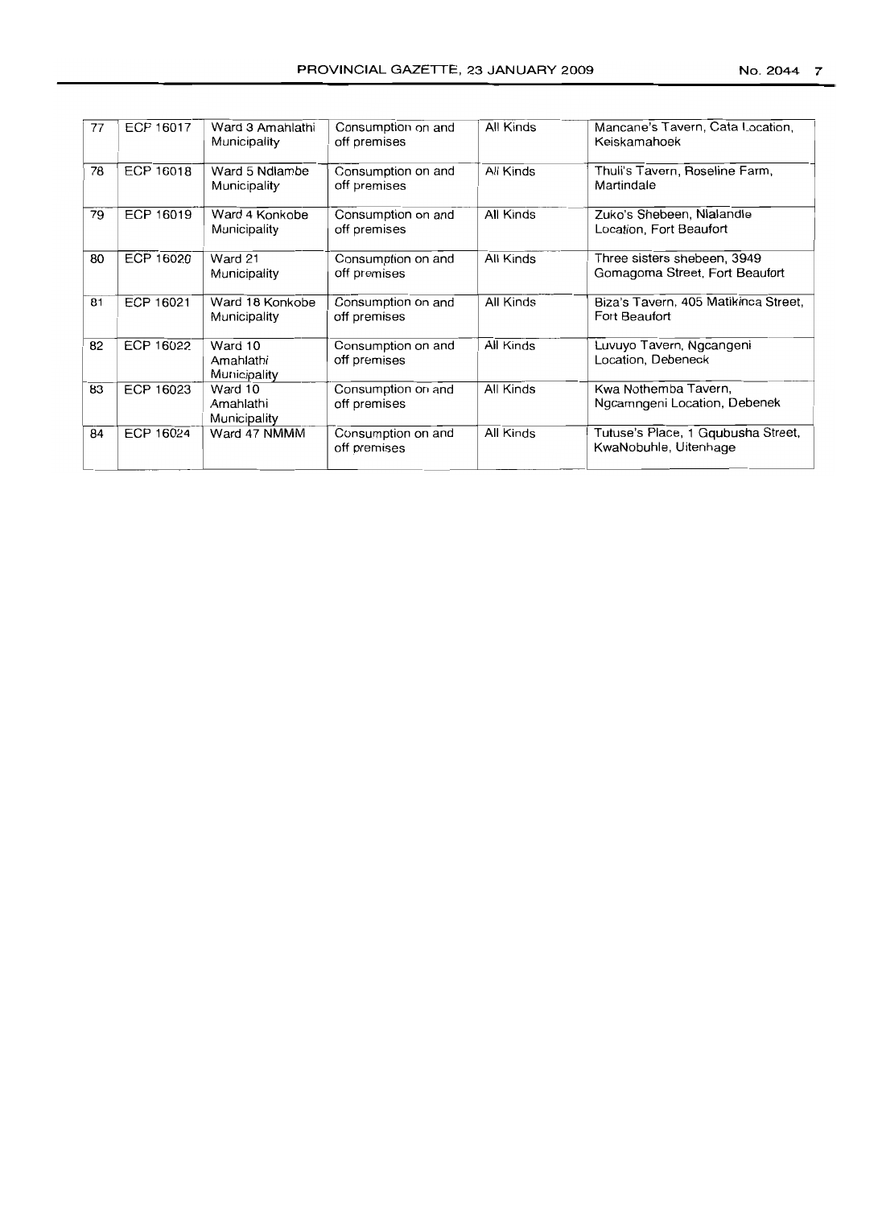| 77 | ECP 16017 | Ward 3 Amahlathi Municipality | Consumption on and off premises | All Kinds | Mancane's Tavern, Cata Location, Keiskamahoek |
|---|---|---|---|---|---|
| 78 | ECP 16018 | Ward 5 Ndlambe Municipality | Consumption on and off premises | All Kinds | Thuli's Tavern, Roseline Farm, Martindale |
| 79 | ECP 16019 | Ward 4 Konkobe Municipality | Consumption on and off premises | All Kinds | Zuko's Shebeen, Nlalandle Location, Fort Beaufort |
| 80 | ECP 16020 | Ward 21 Municipality | Consumption on and off premises | All Kinds | Three sisters shebeen, 3949 Gomagoma Street, Fort Beaufort |
| 81 | ECP 16021 | Ward 18 Konkobe Municipality | Consumption on and off premises | All Kinds | Biza's Tavern, 405 Matikinca Street, Fort Beaufort |
| 82 | ECP 16022 | Ward 10 Amahlathi Municipality | Consumption on and off premises | All Kinds | Luvuyo Tavern, Ngcangeni Location, Debeneck |
| 83 | ECP 16023 | Ward 10 Amahlathi Municipality | Consumption on and off premises | All Kinds | Kwa Nothemba Tavern, Ngcamngeni Location, Debenek |
| 84 | ECP 16024 | Ward 47 NMMM | Consumption on and off premises | All Kinds | Tutuse's Place, 1 Gqubusha Street, KwaNobuhle, Uitenhage |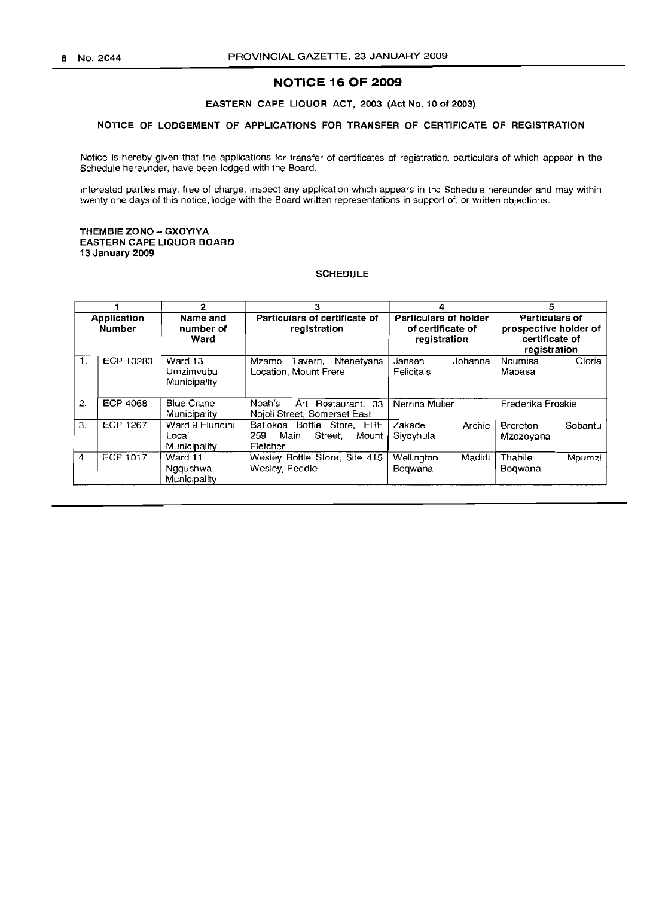## NOTICE 16 OF 2009

### EASTERN CAPE LIQUOR ACT, 2003 (Act No. 10 of 2003)

### NOTICE OF LODGEMENT OF APPLICATIONS FOR TRANSFER OF CERTIFICATE OF REGISTRATION

Notice is hereby given that the applications for transfer of certificates of registration, particulars of which appear in the Schedule hereunder, have been lodged with the Board.

Interested parties may, free of charge, inspect any application which appears in the Schedule hereunder and may within twenty one days of this notice, lodge with the Board written representations in support of, or written objections.

**THEMBIE ZONO – GXOYIYA**
**EASTERN CAPE LIQUOR BOARD**
**13 January 2009**

**SCHEDULE**

| 1 | | 2 | 3 | 4 | 5 |
|---|---|---|---|---|---|
| **Application Number** | | **Name and number of Ward** | **Particulars of certificate of registration** | **Particulars of holder of certificate of registration** | **Particulars of prospective holder of certificate of registration** |
| 1. | ECP 13283 | Ward 13 Umzimvubu Municipality | Mzamo Tavern, Ntenetyana Location, Mount Frere | Jansen Johanna Felicita's | Ncumisa Gloria Mapasa |
| 2. | ECP 4068 | Blue Crane Municipality | Noah's Art Restaurant, 33 Nojoli Street, Somerset East | Nerrina Muller | Frederika Froskie |
| 3. | ECP 1267 | Ward 9 Elundini Local Municipality | Batlokoa Bottle Store, ERF 259 Main Street, Mount Fletcher | Zakade Archie Siyoyhula | Brereton Sobantu Mzozoyana |
| 4 | ECP 1017 | Ward 11 Ngqushwa Municipality | Wesley Bottle Store, Site 415 Wesley, Peddie | Wellington Madidi Boqwana | Thabile Mpumzi Boqwana |